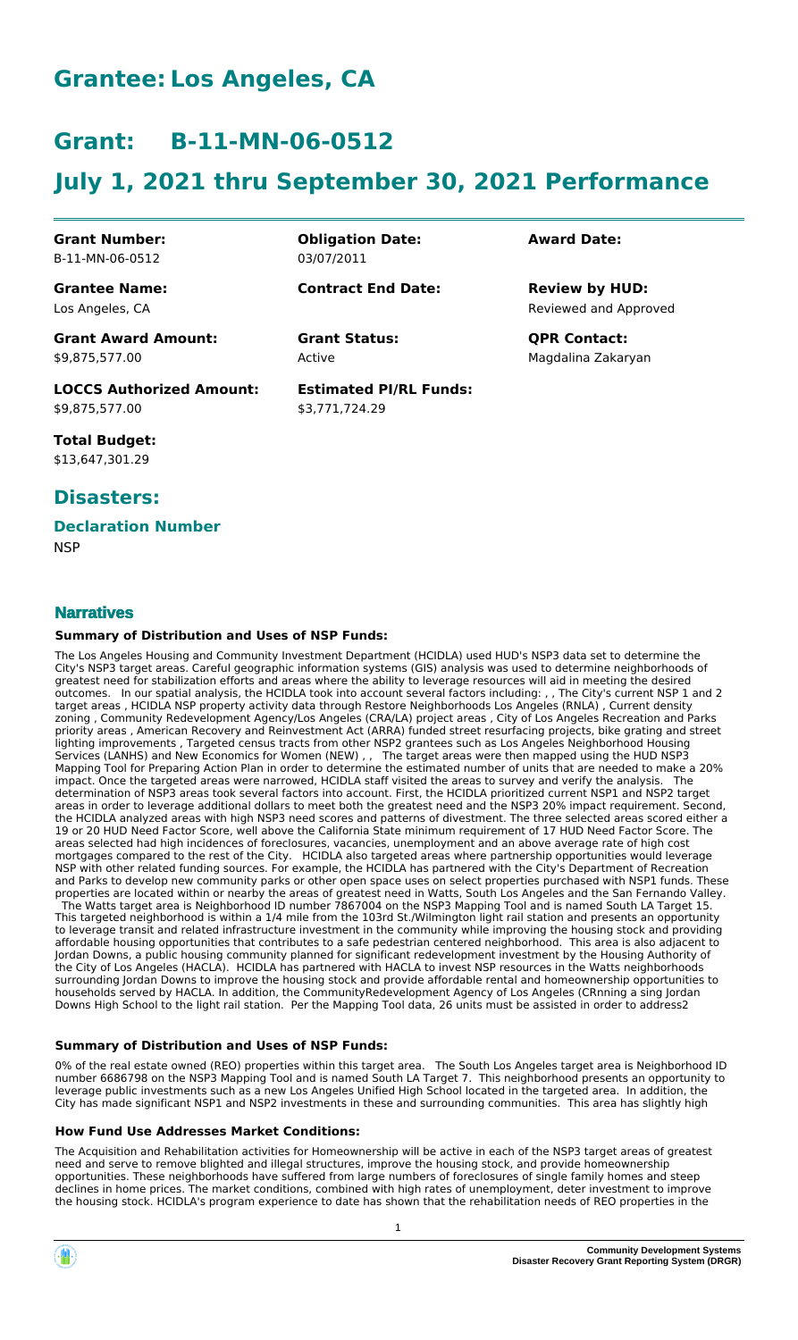# Grantee: Los Angeles, CA

# Grant: B-11-MN-06-0512

# July 1, 2021 thru September 30, 2021 Performance

| | | |
|---|---|---|
| **Grant Number:**<br>B-11-MN-06-0512 | **Obligation Date:**<br>03/07/2011 | **Award Date:** |
| **Grantee Name:**<br>Los Angeles, CA | **Contract End Date:** | **Review by HUD:**<br>Reviewed and Approved |
| **Grant Award Amount:**<br>$9,875,577.00 | **Grant Status:**<br>Active | **QPR Contact:**<br>Magdalina Zakaryan |
| **LOCCS Authorized Amount:**<br>$9,875,577.00 | **Estimated PI/RL Funds:**<br>$3,771,724.29 | |

**Total Budget:**
$13,647,301.29

## Disasters:

### Declaration Number

NSP

## Narratives

#### Summary of Distribution and Uses of NSP Funds:

The Los Angeles Housing and Community Investment Department (HCIDLA) used HUD's NSP3 data set to determine the City's NSP3 target areas. Careful geographic information systems (GIS) analysis was used to determine neighborhoods of greatest need for stabilization efforts and areas where the ability to leverage resources will aid in meeting the desired outcomes. In our spatial analysis, the HCIDLA took into account several factors including: , , The City's current NSP 1 and 2 target areas , HCIDLA NSP property activity data through Restore Neighborhoods Los Angeles (RNLA) , Current density zoning , Community Redevelopment Agency/Los Angeles (CRA/LA) project areas , City of Los Angeles Recreation and Parks priority areas , American Recovery and Reinvestment Act (ARRA) funded street resurfacing projects, bike grating and street lighting improvements , Targeted census tracts from other NSP2 grantees such as Los Angeles Neighborhood Housing Services (LANHS) and New Economics for Women (NEW) , , The target areas were then mapped using the HUD NSP3 Mapping Tool for Preparing Action Plan in order to determine the estimated number of units that are needed to make a 20% impact. Once the targeted areas were narrowed, HCIDLA staff visited the areas to survey and verify the analysis. The determination of NSP3 areas took several factors into account. First, the HCIDLA prioritized current NSP1 and NSP2 target areas in order to leverage additional dollars to meet both the greatest need and the NSP3 20% impact requirement. Second, the HCIDLA analyzed areas with high NSP3 need scores and patterns of divestment. The three selected areas scored either a 19 or 20 HUD Need Factor Score, well above the California State minimum requirement of 17 HUD Need Factor Score. The areas selected had high incidences of foreclosures, vacancies, unemployment and an above average rate of high cost mortgages compared to the rest of the City. HCIDLA also targeted areas where partnership opportunities would leverage NSP with other related funding sources. For example, the HCIDLA has partnered with the City's Department of Recreation and Parks to develop new community parks or other open space uses on select properties purchased with NSP1 funds. These properties are located within or nearby the areas of greatest need in Watts, South Los Angeles and the San Fernando Valley.
The Watts target area is Neighborhood ID number 7867004 on the NSP3 Mapping Tool and is named South LA Target 15. This targeted neighborhood is within a 1/4 mile from the 103rd St./Wilmington light rail station and presents an opportunity to leverage transit and related infrastructure investment in the community while improving the housing stock and providing affordable housing opportunities that contributes to a safe pedestrian centered neighborhood. This area is also adjacent to Jordan Downs, a public housing community planned for significant redevelopment investment by the Housing Authority of the City of Los Angeles (HACLA). HCIDLA has partnered with HACLA to invest NSP resources in the Watts neighborhoods surrounding Jordan Downs to improve the housing stock and provide affordable rental and homeownership opportunities to households served by HACLA. In addition, the CommunityRedevelopment Agency of Los Angeles (CRnning a sing Jordan Downs High School to the light rail station. Per the Mapping Tool data, 26 units must be assisted in order to address2

#### Summary of Distribution and Uses of NSP Funds:

0% of the real estate owned (REO) properties within this target area. The South Los Angeles target area is Neighborhood ID number 6686798 on the NSP3 Mapping Tool and is named South LA Target 7. This neighborhood presents an opportunity to leverage public investments such as a new Los Angeles Unified High School located in the targeted area. In addition, the City has made significant NSP1 and NSP2 investments in these and surrounding communities. This area has slightly high

#### How Fund Use Addresses Market Conditions:

The Acquisition and Rehabilitation activities for Homeownership will be active in each of the NSP3 target areas of greatest need and serve to remove blighted and illegal structures, improve the housing stock, and provide homeownership opportunities. These neighborhoods have suffered from large numbers of foreclosures of single family homes and steep declines in home prices. The market conditions, combined with high rates of unemployment, deter investment to improve the housing stock. HCIDLA's program experience to date has shown that the rehabilitation needs of REO properties in the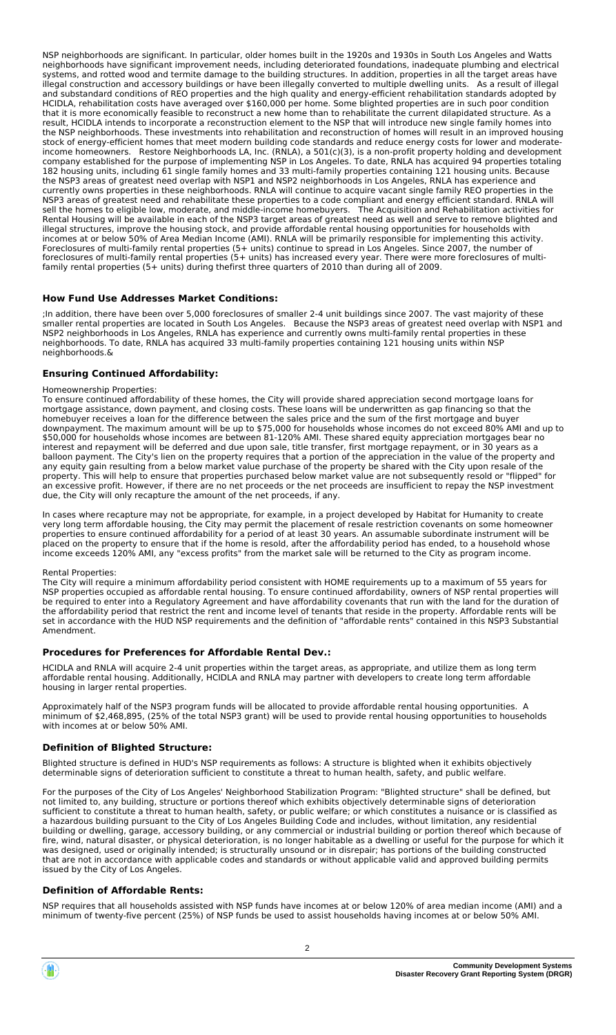NSP neighborhoods are significant. In particular, older homes built in the 1920s and 1930s in South Los Angeles and Watts neighborhoods have significant improvement needs, including deteriorated foundations, inadequate plumbing and electrical systems, and rotted wood and termite damage to the building structures. In addition, properties in all the target areas have illegal construction and accessory buildings or have been illegally converted to multiple dwelling units. As a result of illegal and substandard conditions of REO properties and the high quality and energy-efficient rehabilitation standards adopted by HCIDLA, rehabilitation costs have averaged over $160,000 per home. Some blighted properties are in such poor condition that it is more economically feasible to reconstruct a new home than to rehabilitate the current dilapidated structure. As a result, HCIDLA intends to incorporate a reconstruction element to the NSP that will introduce new single family homes into the NSP neighborhoods. These investments into rehabilitation and reconstruction of homes will result in an improved housing stock of energy-efficient homes that meet modern building code standards and reduce energy costs for lower and moderate-income homeowners. Restore Neighborhoods LA, Inc. (RNLA), a 501(c)(3), is a non-profit property holding and development company established for the purpose of implementing NSP in Los Angeles. To date, RNLA has acquired 94 properties totaling 182 housing units, including 61 single family homes and 33 multi-family properties containing 121 housing units. Because the NSP3 areas of greatest need overlap with NSP1 and NSP2 neighborhoods in Los Angeles, RNLA has experience and currently owns properties in these neighborhoods. RNLA will continue to acquire vacant single family REO properties in the NSP3 areas of greatest need and rehabilitate these properties to a code compliant and energy efficient standard. RNLA will sell the homes to eligible low, moderate, and middle-income homebuyers. The Acquisition and Rehabilitation activities for Rental Housing will be available in each of the NSP3 target areas of greatest need as well and serve to remove blighted and illegal structures, improve the housing stock, and provide affordable rental housing opportunities for households with incomes at or below 50% of Area Median Income (AMI). RNLA will be primarily responsible for implementing this activity. Foreclosures of multi-family rental properties (5+ units) continue to spread in Los Angeles. Since 2007, the number of foreclosures of multi-family rental properties (5+ units) has increased every year. There were more foreclosures of multi-family rental properties (5+ units) during thefirst three quarters of 2010 than during all of 2009.

## How Fund Use Addresses Market Conditions:

;In addition, there have been over 5,000 foreclosures of smaller 2-4 unit buildings since 2007. The vast majority of these smaller rental properties are located in South Los Angeles. Because the NSP3 areas of greatest need overlap with NSP1 and NSP2 neighborhoods in Los Angeles, RNLA has experience and currently owns multi-family rental properties in these neighborhoods. To date, RNLA has acquired 33 multi-family properties containing 121 housing units within NSP neighborhoods.&

## Ensuring Continued Affordability:

Homeownership Properties:

To ensure continued affordability of these homes, the City will provide shared appreciation second mortgage loans for mortgage assistance, down payment, and closing costs. These loans will be underwritten as gap financing so that the homebuyer receives a loan for the difference between the sales price and the sum of the first mortgage and buyer downpayment. The maximum amount will be up to $75,000 for households whose incomes do not exceed 80% AMI and up to $50,000 for households whose incomes are between 81-120% AMI. These shared equity appreciation mortgages bear no interest and repayment will be deferred and due upon sale, title transfer, first mortgage repayment, or in 30 years as a balloon payment. The City's lien on the property requires that a portion of the appreciation in the value of the property and any equity gain resulting from a below market value purchase of the property be shared with the City upon resale of the property. This will help to ensure that properties purchased below market value are not subsequently resold or "flipped" for an excessive profit. However, if there are no net proceeds or the net proceeds are insufficient to repay the NSP investment due, the City will only recapture the amount of the net proceeds, if any.

In cases where recapture may not be appropriate, for example, in a project developed by Habitat for Humanity to create very long term affordable housing, the City may permit the placement of resale restriction covenants on some homeowner properties to ensure continued affordability for a period of at least 30 years. An assumable subordinate instrument will be placed on the property to ensure that if the home is resold, after the affordability period has ended, to a household whose income exceeds 120% AMI, any "excess profits" from the market sale will be returned to the City as program income.

Rental Properties:

The City will require a minimum affordability period consistent with HOME requirements up to a maximum of 55 years for NSP properties occupied as affordable rental housing. To ensure continued affordability, owners of NSP rental properties will be required to enter into a Regulatory Agreement and have affordability covenants that run with the land for the duration of the affordability period that restrict the rent and income level of tenants that reside in the property. Affordable rents will be set in accordance with the HUD NSP requirements and the definition of "affordable rents" contained in this NSP3 Substantial Amendment.

## Procedures for Preferences for Affordable Rental Dev.:

HCIDLA and RNLA will acquire 2-4 unit properties within the target areas, as appropriate, and utilize them as long term affordable rental housing. Additionally, HCIDLA and RNLA may partner with developers to create long term affordable housing in larger rental properties.

Approximately half of the NSP3 program funds will be allocated to provide affordable rental housing opportunities. A minimum of $2,468,895, (25% of the total NSP3 grant) will be used to provide rental housing opportunities to households with incomes at or below 50% AMI.

## Definition of Blighted Structure:

Blighted structure is defined in HUD's NSP requirements as follows: A structure is blighted when it exhibits objectively determinable signs of deterioration sufficient to constitute a threat to human health, safety, and public welfare.

For the purposes of the City of Los Angeles' Neighborhood Stabilization Program: "Blighted structure" shall be defined, but not limited to, any building, structure or portions thereof which exhibits objectively determinable signs of deterioration sufficient to constitute a threat to human health, safety, or public welfare; or which constitutes a nuisance or is classified as a hazardous building pursuant to the City of Los Angeles Building Code and includes, without limitation, any residential building or dwelling, garage, accessory building, or any commercial or industrial building or portion thereof which because of fire, wind, natural disaster, or physical deterioration, is no longer habitable as a dwelling or useful for the purpose for which it was designed, used or originally intended; is structurally unsound or in disrepair; has portions of the building constructed that are not in accordance with applicable codes and standards or without applicable valid and approved building permits issued by the City of Los Angeles.

## Definition of Affordable Rents:

NSP requires that all households assisted with NSP funds have incomes at or below 120% of area median income (AMI) and a minimum of twenty-five percent (25%) of NSP funds be used to assist households having incomes at or below 50% AMI.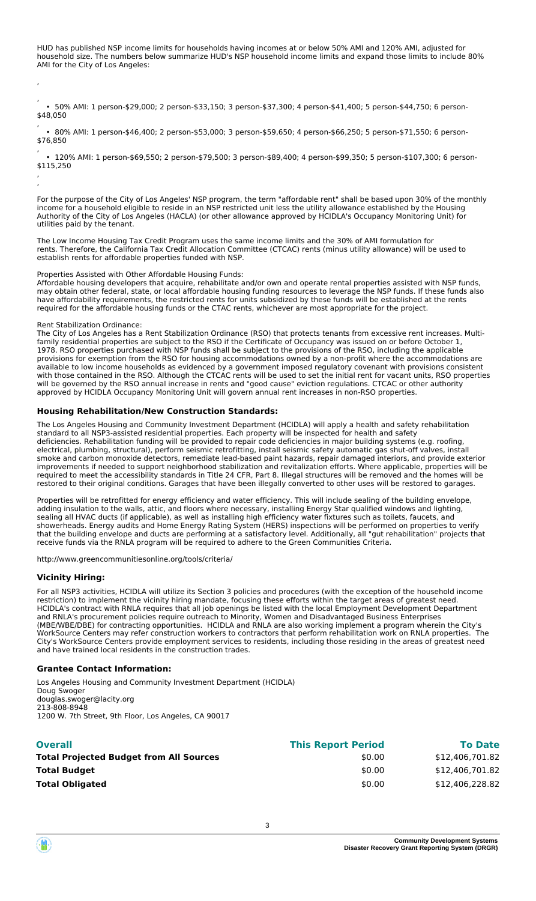HUD has published NSP income limits for households having incomes at or below 50% AMI and 120% AMI, adjusted for household size. The numbers below summarize HUD's NSP household income limits and expand those limits to include 80% AMI for the City of Los Angeles:

- 50% AMI: 1 person-$29,000; 2 person-$33,150; 3 person-$37,300; 4 person-$41,400; 5 person-$44,750; 6 person-$48,050
- 80% AMI: 1 person-$46,400; 2 person-$53,000; 3 person-$59,650; 4 person-$66,250; 5 person-$71,550; 6 person-$76,850
- 120% AMI: 1 person-$69,550; 2 person-$79,500; 3 person-$89,400; 4 person-$99,350; 5 person-$107,300; 6 person-$115,250

For the purpose of the City of Los Angeles' NSP program, the term "affordable rent" shall be based upon 30% of the monthly income for a household eligible to reside in an NSP restricted unit less the utility allowance established by the Housing Authority of the City of Los Angeles (HACLA) (or other allowance approved by HCIDLA's Occupancy Monitoring Unit) for utilities paid by the tenant.

The Low Income Housing Tax Credit Program uses the same income limits and the 30% of AMI formulation for rents. Therefore, the California Tax Credit Allocation Committee (CTCAC) rents (minus utility allowance) will be used to establish rents for affordable properties funded with NSP.

Properties Assisted with Other Affordable Housing Funds:
Affordable housing developers that acquire, rehabilitate and/or own and operate rental properties assisted with NSP funds, may obtain other federal, state, or local affordable housing funding resources to leverage the NSP funds. If these funds also have affordability requirements, the restricted rents for units subsidized by these funds will be established at the rents required for the affordable housing funds or the CTAC rents, whichever are most appropriate for the project.

Rent Stabilization Ordinance:
The City of Los Angeles has a Rent Stabilization Ordinance (RSO) that protects tenants from excessive rent increases. Multi-family residential properties are subject to the RSO if the Certificate of Occupancy was issued on or before October 1, 1978. RSO properties purchased with NSP funds shall be subject to the provisions of the RSO, including the applicable provisions for exemption from the RSO for housing accommodations owned by a non-profit where the accommodations are available to low income households as evidenced by a government imposed regulatory covenant with provisions consistent with those contained in the RSO. Although the CTCAC rents will be used to set the initial rent for vacant units, RSO properties will be governed by the RSO annual increase in rents and "good cause" eviction regulations. CTCAC or other authority approved by HCIDLA Occupancy Monitoring Unit will govern annual rent increases in non-RSO properties.

### Housing Rehabilitation/New Construction Standards:

The Los Angeles Housing and Community Investment Department (HCIDLA) will apply a health and safety rehabilitation standard to all NSP3-assisted residential properties. Each property will be inspected for health and safety deficiencies. Rehabilitation funding will be provided to repair code deficiencies in major building systems (e.g. roofing, electrical, plumbing, structural), perform seismic retrofitting, install seismic safety automatic gas shut-off valves, install smoke and carbon monoxide detectors, remediate lead-based paint hazards, repair damaged interiors, and provide exterior improvements if needed to support neighborhood stabilization and revitalization efforts. Where applicable, properties will be required to meet the accessibility standards in Title 24 CFR, Part 8. Illegal structures will be removed and the homes will be restored to their original conditions. Garages that have been illegally converted to other uses will be restored to garages.

Properties will be retrofitted for energy efficiency and water efficiency. This will include sealing of the building envelope, adding insulation to the walls, attic, and floors where necessary, installing Energy Star qualified windows and lighting, sealing all HVAC ducts (if applicable), as well as installing high efficiency water fixtures such as toilets, faucets, and showerheads. Energy audits and Home Energy Rating System (HERS) inspections will be performed on properties to verify that the building envelope and ducts are performing at a satisfactory level. Additionally, all "gut rehabilitation" projects that receive funds via the RNLA program will be required to adhere to the Green Communities Criteria.

http://www.greencommunitiesonline.org/tools/criteria/

### Vicinity Hiring:

For all NSP3 activities, HCIDLA will utilize its Section 3 policies and procedures (with the exception of the household income restriction) to implement the vicinity hiring mandate, focusing these efforts within the target areas of greatest need. HCIDLA's contract with RNLA requires that all job openings be listed with the local Employment Development Department and RNLA's procurement policies require outreach to Minority, Women and Disadvantaged Business Enterprises (MBE/WBE/DBE) for contracting opportunities. HCIDLA and RNLA are also working implement a program wherein the City's WorkSource Centers may refer construction workers to contractors that perform rehabilitation work on RNLA properties. The City's WorkSource Centers provide employment services to residents, including those residing in the areas of greatest need and have trained local residents in the construction trades.

### Grantee Contact Information:

Los Angeles Housing and Community Investment Department (HCIDLA)
Doug Swoger
douglas.swoger@lacity.org
213-808-8948
1200 W. 7th Street, 9th Floor, Los Angeles, CA 90017

| Overall | This Report Period | To Date |
|---|---|---|
| **Total Projected Budget from All Sources** | $0.00 | $12,406,701.82 |
| **Total Budget** | $0.00 | $12,406,701.82 |
| **Total Obligated** | $0.00 | $12,406,228.82 |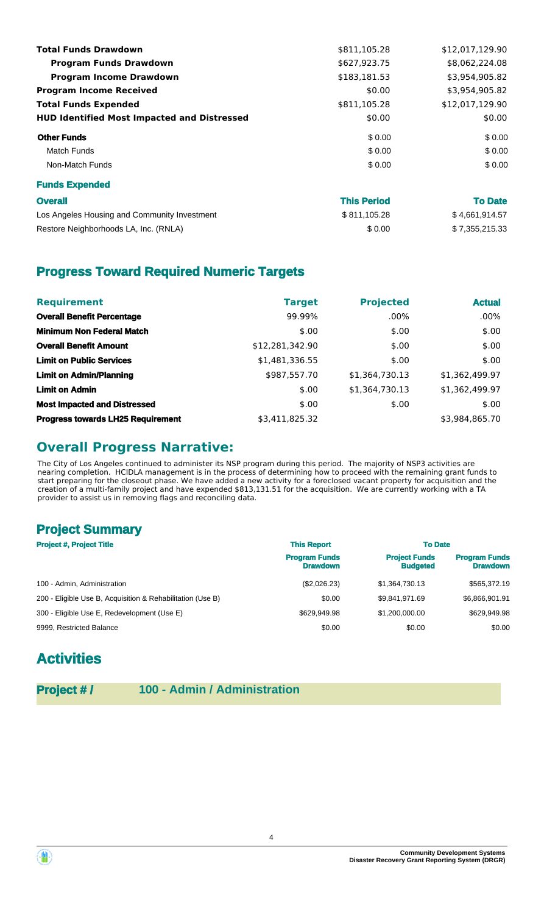| | | |
|---|---|---|
| **Total Funds Drawdown** | $811,105.28 | $12,017,129.90 |
| **Program Funds Drawdown** | $627,923.75 | $8,062,224.08 |
| **Program Income Drawdown** | $183,181.53 | $3,954,905.82 |
| **Program Income Received** | $0.00 | $3,954,905.82 |
| **Total Funds Expended** | $811,105.28 | $12,017,129.90 |
| **HUD Identified Most Impacted and Distressed** | $0.00 | $0.00 |
| **Other Funds** | $ 0.00 | $ 0.00 |
| Match Funds | $ 0.00 | $ 0.00 |
| Non-Match Funds | $ 0.00 | $ 0.00 |

**Funds Expended**

| Overall | This Period | To Date |
|---|---|---|
| Los Angeles Housing and Community Investment | $ 811,105.28 | $ 4,661,914.57 |
| Restore Neighborhoods LA, Inc. (RNLA) | $ 0.00 | $ 7,355,215.33 |

## Progress Toward Required Numeric Targets

| Requirement | Target | Projected | Actual |
|---|---|---|---|
| **Overall Benefit Percentage** | 99.99% | .00% | .00% |
| **Minimum Non Federal Match** | $.00 | $.00 | $.00 |
| **Overall Benefit Amount** | $12,281,342.90 | $.00 | $.00 |
| **Limit on Public Services** | $1,481,336.55 | $.00 | $.00 |
| **Limit on Admin/Planning** | $987,557.70 | $1,364,730.13 | $1,362,499.97 |
| **Limit on Admin** | $.00 | $1,364,730.13 | $1,362,499.97 |
| **Most Impacted and Distressed** | $.00 | $.00 | $.00 |
| **Progress towards LH25 Requirement** | $3,411,825.32 | | $3,984,865.70 |

## Overall Progress Narrative:

The City of Los Angeles continued to administer its NSP program during this period. The majority of NSP3 activities are nearing completion. HCIDLA management is in the process of determining how to proceed with the remaining grant funds to start preparing for the closeout phase. We have added a new activity for a foreclosed vacant property for acquisition and the creation of a multi-family project and have expended $813,131.51 for the acquisition. We are currently working with a TA provider to assist us in removing flags and reconciling data.

## Project Summary

| Project #, Project Title | This Report | To Date | |
|---|---|---|---|
| | Program Funds Drawdown | Project Funds Budgeted | Program Funds Drawdown |
| 100 - Admin, Administration | ($2,026.23) | $1,364,730.13 | $565,372.19 |
| 200 - Eligible Use B, Acquisition & Rehabilitation (Use B) | $0.00 | $9,841,971.69 | $6,866,901.91 |
| 300 - Eligible Use E, Redevelopment (Use E) | $629,949.98 | $1,200,000.00 | $629,949.98 |
| 9999, Restricted Balance | $0.00 | $0.00 | $0.00 |

# Activities

**Project # / 100 - Admin / Administration**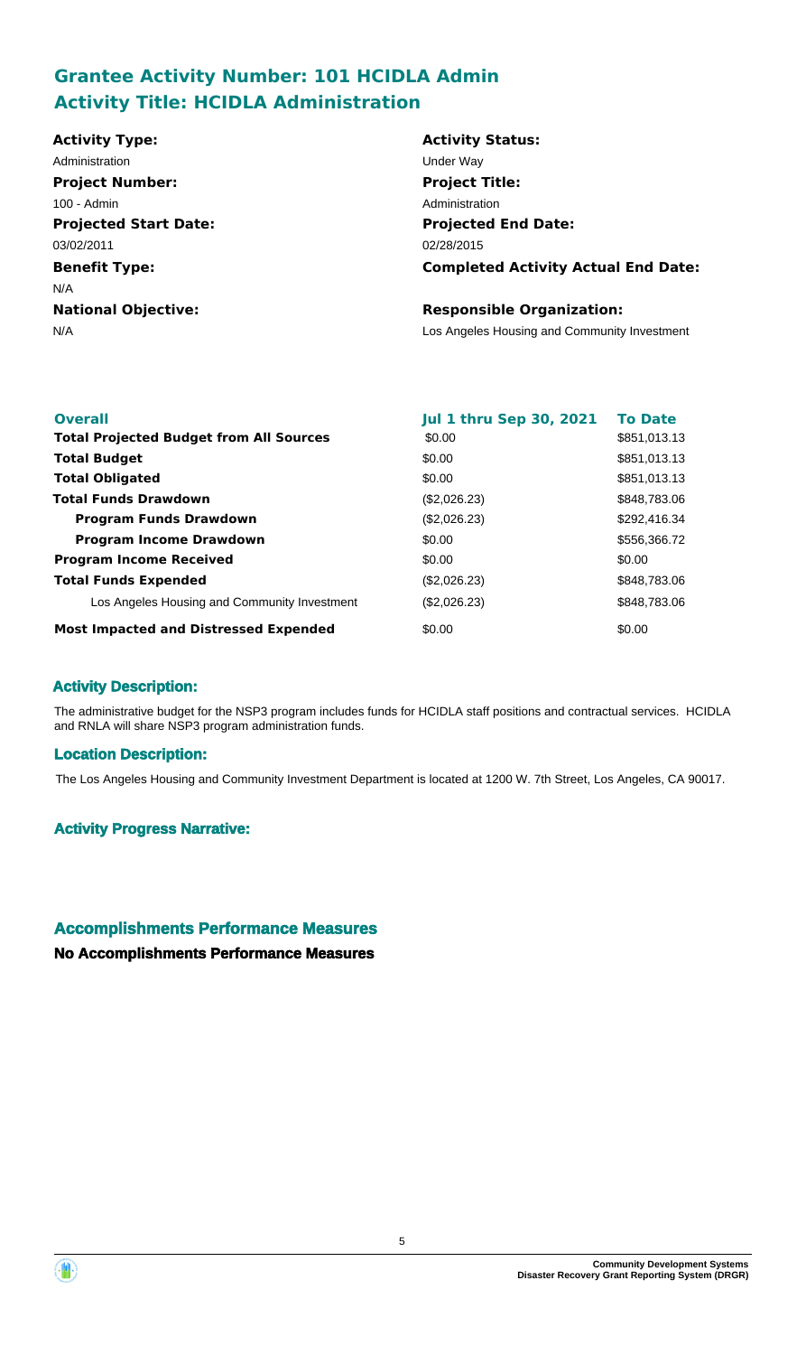## Grantee Activity Number: 101 HCIDLA Admin
## Activity Title: HCIDLA Administration

**Activity Type:**
Administration

**Activity Status:**
Under Way

**Project Number:**
100 - Admin

**Project Title:**
Administration

**Projected Start Date:**
03/02/2011

**Projected End Date:**
02/28/2015

**Benefit Type:**
N/A

**Completed Activity Actual End Date:**

**National Objective:**
N/A

**Responsible Organization:**
Los Angeles Housing and Community Investment

| Overall | Jul 1 thru Sep 30, 2021 | To Date |
| --- | --- | --- |
| **Total Projected Budget from All Sources** | $0.00 | $851,013.13 |
| **Total Budget** | $0.00 | $851,013.13 |
| **Total Obligated** | $0.00 | $851,013.13 |
| **Total Funds Drawdown** | ($2,026.23) | $848,783.06 |
| **Program Funds Drawdown** | ($2,026.23) | $292,416.34 |
| **Program Income Drawdown** | $0.00 | $556,366.72 |
| **Program Income Received** | $0.00 | $0.00 |
| **Total Funds Expended** | ($2,026.23) | $848,783.06 |
| Los Angeles Housing and Community Investment | ($2,026.23) | $848,783.06 |
| **Most Impacted and Distressed Expended** | $0.00 | $0.00 |

### Activity Description:

The administrative budget for the NSP3 program includes funds for HCIDLA staff positions and contractual services. HCIDLA and RNLA will share NSP3 program administration funds.

### Location Description:

The Los Angeles Housing and Community Investment Department is located at 1200 W. 7th Street, Los Angeles, CA 90017.

### Activity Progress Narrative:

### Accomplishments Performance Measures

**No Accomplishments Performance Measures**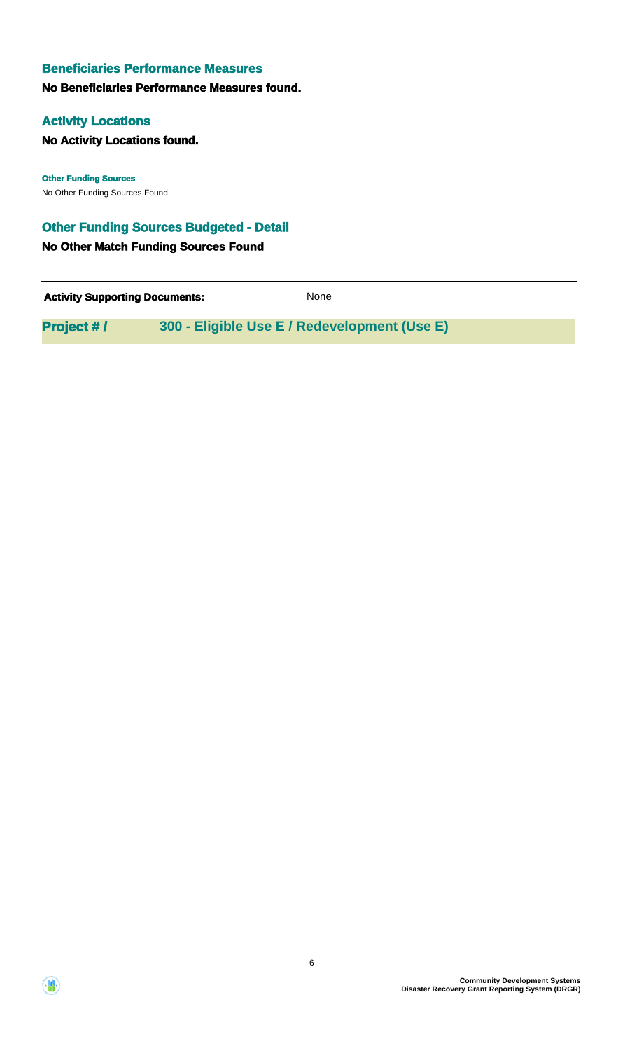### Beneficiaries Performance Measures

**No Beneficiaries Performance Measures found.**

### Activity Locations

**No Activity Locations found.**

**Other Funding Sources**

No Other Funding Sources Found

### Other Funding Sources Budgeted - Detail

**No Other Match Funding Sources Found**

| **Activity Supporting Documents:** | None |
| --- | --- |

| **Project # /** | **300 - Eligible Use E / Redevelopment (Use E)** |
| --- | --- |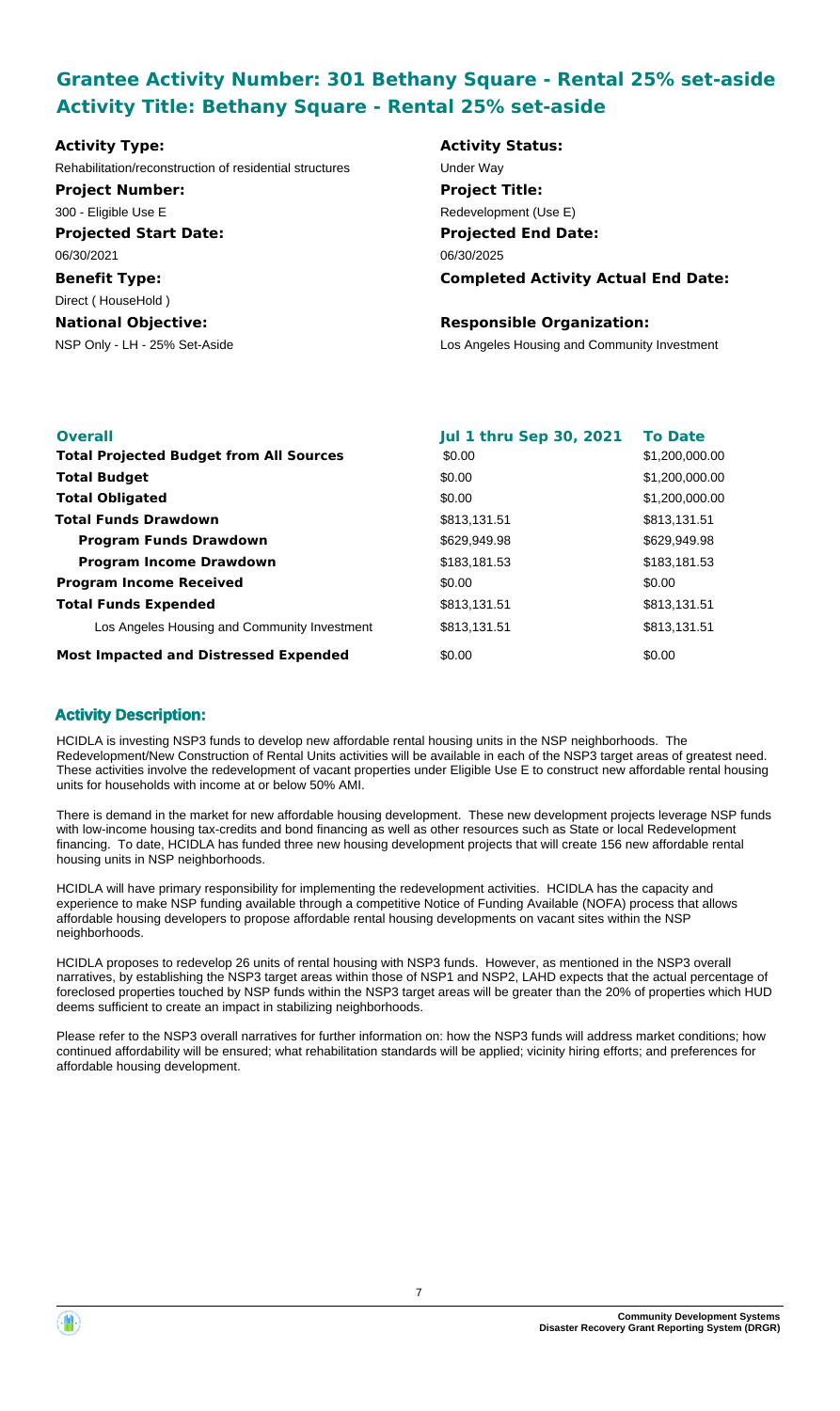## Grantee Activity Number: 301 Bethany Square - Rental 25% set-aside
## Activity Title: Bethany Square - Rental 25% set-aside

**Activity Type:**
Rehabilitation/reconstruction of residential structures

**Activity Status:**
Under Way

**Project Number:**
300 - Eligible Use E

**Project Title:**
Redevelopment (Use E)

**Projected Start Date:**
06/30/2021

**Projected End Date:**
06/30/2025

**Benefit Type:**
Direct ( HouseHold )

**Completed Activity Actual End Date:**

**National Objective:**
NSP Only - LH - 25% Set-Aside

**Responsible Organization:**
Los Angeles Housing and Community Investment

| Overall | Jul 1 thru Sep 30, 2021 | To Date |
|---|---|---|
| **Total Projected Budget from All Sources** | $0.00 | $1,200,000.00 |
| **Total Budget** | $0.00 | $1,200,000.00 |
| **Total Obligated** | $0.00 | $1,200,000.00 |
| **Total Funds Drawdown** | $813,131.51 | $813,131.51 |
| **Program Funds Drawdown** | $629,949.98 | $629,949.98 |
| **Program Income Drawdown** | $183,181.53 | $183,181.53 |
| **Program Income Received** | $0.00 | $0.00 |
| **Total Funds Expended** | $813,131.51 | $813,131.51 |
| Los Angeles Housing and Community Investment | $813,131.51 | $813,131.51 |
| **Most Impacted and Distressed Expended** | $0.00 | $0.00 |

### Activity Description:

HCIDLA is investing NSP3 funds to develop new affordable rental housing units in the NSP neighborhoods. The Redevelopment/New Construction of Rental Units activities will be available in each of the NSP3 target areas of greatest need. These activities involve the redevelopment of vacant properties under Eligible Use E to construct new affordable rental housing units for households with income at or below 50% AMI.

There is demand in the market for new affordable housing development. These new development projects leverage NSP funds with low-income housing tax-credits and bond financing as well as other resources such as State or local Redevelopment financing. To date, HCIDLA has funded three new housing development projects that will create 156 new affordable rental housing units in NSP neighborhoods.

HCIDLA will have primary responsibility for implementing the redevelopment activities. HCIDLA has the capacity and experience to make NSP funding available through a competitive Notice of Funding Available (NOFA) process that allows affordable housing developers to propose affordable rental housing developments on vacant sites within the NSP neighborhoods.

HCIDLA proposes to redevelop 26 units of rental housing with NSP3 funds. However, as mentioned in the NSP3 overall narratives, by establishing the NSP3 target areas within those of NSP1 and NSP2, LAHD expects that the actual percentage of foreclosed properties touched by NSP funds within the NSP3 target areas will be greater than the 20% of properties which HUD deems sufficient to create an impact in stabilizing neighborhoods.

Please refer to the NSP3 overall narratives for further information on: how the NSP3 funds will address market conditions; how continued affordability will be ensured; what rehabilitation standards will be applied; vicinity hiring efforts; and preferences for affordable housing development.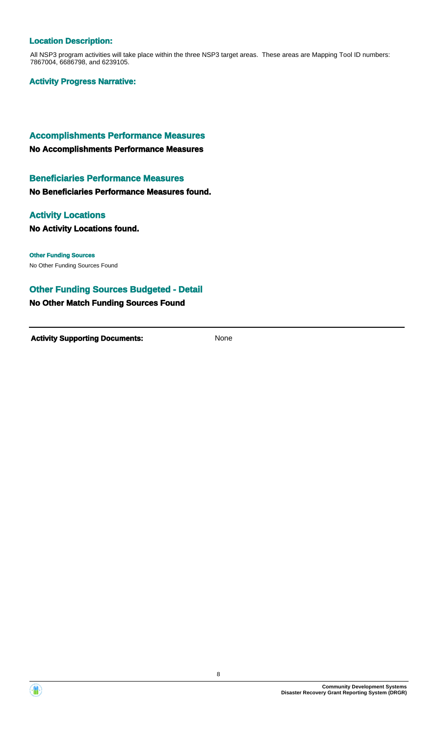**Location Description:**

All NSP3 program activities will take place within the three NSP3 target areas. These areas are Mapping Tool ID numbers: 7867004, 6686798, and 6239105.

**Activity Progress Narrative:**

## Accomplishments Performance Measures

**No Accomplishments Performance Measures**

## Beneficiaries Performance Measures

**No Beneficiaries Performance Measures found.**

## Activity Locations

**No Activity Locations found.**

**Other Funding Sources**

No Other Funding Sources Found

## Other Funding Sources Budgeted - Detail

**No Other Match Funding Sources Found**

---

**Activity Supporting Documents:** None